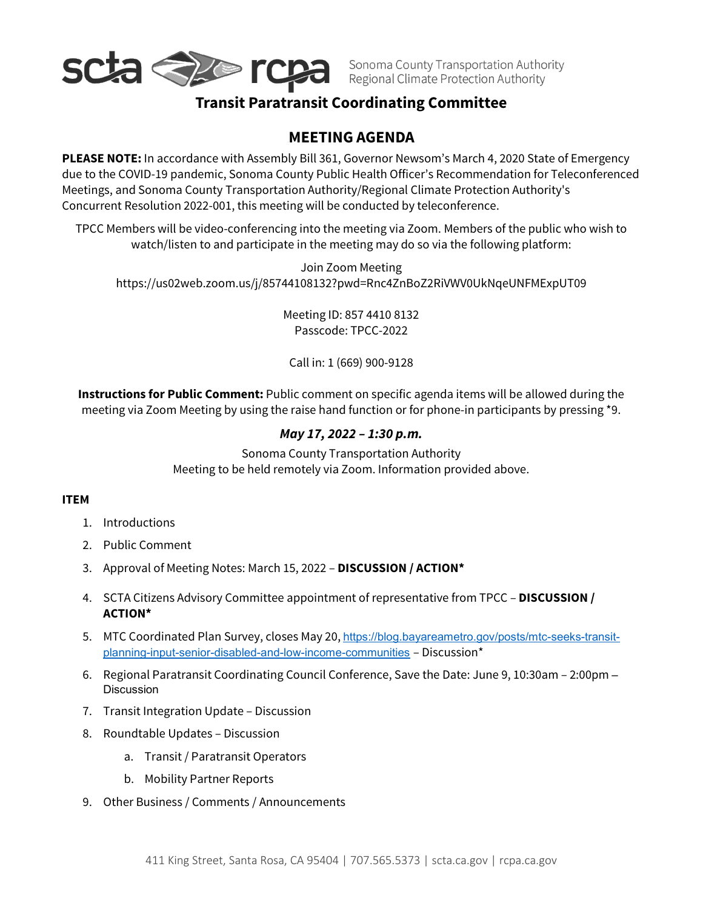scta rcpa — Sonoma County Transportation Authority / Regional Climate Protection Authority

# Transit Paratransit Coordinating Committee

## MEETING AGENDA

**PLEASE NOTE:** In accordance with Assembly Bill 361, Governor Newsom's March 4, 2020 State of Emergency due to the COVID-19 pandemic, Sonoma County Public Health Officer's Recommendation for Teleconferenced Meetings, and Sonoma County Transportation Authority/Regional Climate Protection Authority's Concurrent Resolution 2022-001, this meeting will be conducted by teleconference.

TPCC Members will be video-conferencing into the meeting via Zoom. Members of the public who wish to watch/listen to and participate in the meeting may do so via the following platform:

Join Zoom Meeting
https://us02web.zoom.us/j/85744108132?pwd=Rnc4ZnBoZ2RiVWV0UkNqeUNFMExpUT09

Meeting ID: 857 4410 8132
Passcode: TPCC-2022

Call in: 1 (669) 900-9128

**Instructions for Public Comment:** Public comment on specific agenda items will be allowed during the meeting via Zoom Meeting by using the raise hand function or for phone-in participants by pressing *9.

***May 17, 2022 – 1:30 p.m.***

Sonoma County Transportation Authority
Meeting to be held remotely via Zoom. Information provided above.

**ITEM**

1. Introductions
2. Public Comment
3. Approval of Meeting Notes: March 15, 2022 – **DISCUSSION / ACTION***
4. SCTA Citizens Advisory Committee appointment of representative from TPCC – **DISCUSSION / ACTION***
5. MTC Coordinated Plan Survey, closes May 20, https://blog.bayareametro.gov/posts/mtc-seeks-transit-planning-input-senior-disabled-and-low-income-communities – Discussion*
6. Regional Paratransit Coordinating Council Conference, Save the Date: June 9, 10:30am – 2:00pm – Discussion
7. Transit Integration Update – Discussion
8. Roundtable Updates – Discussion
   a. Transit / Paratransit Operators
   b. Mobility Partner Reports
9. Other Business / Comments / Announcements

411 King Street, Santa Rosa, CA 95404 | 707.565.5373 | scta.ca.gov | rcpa.ca.gov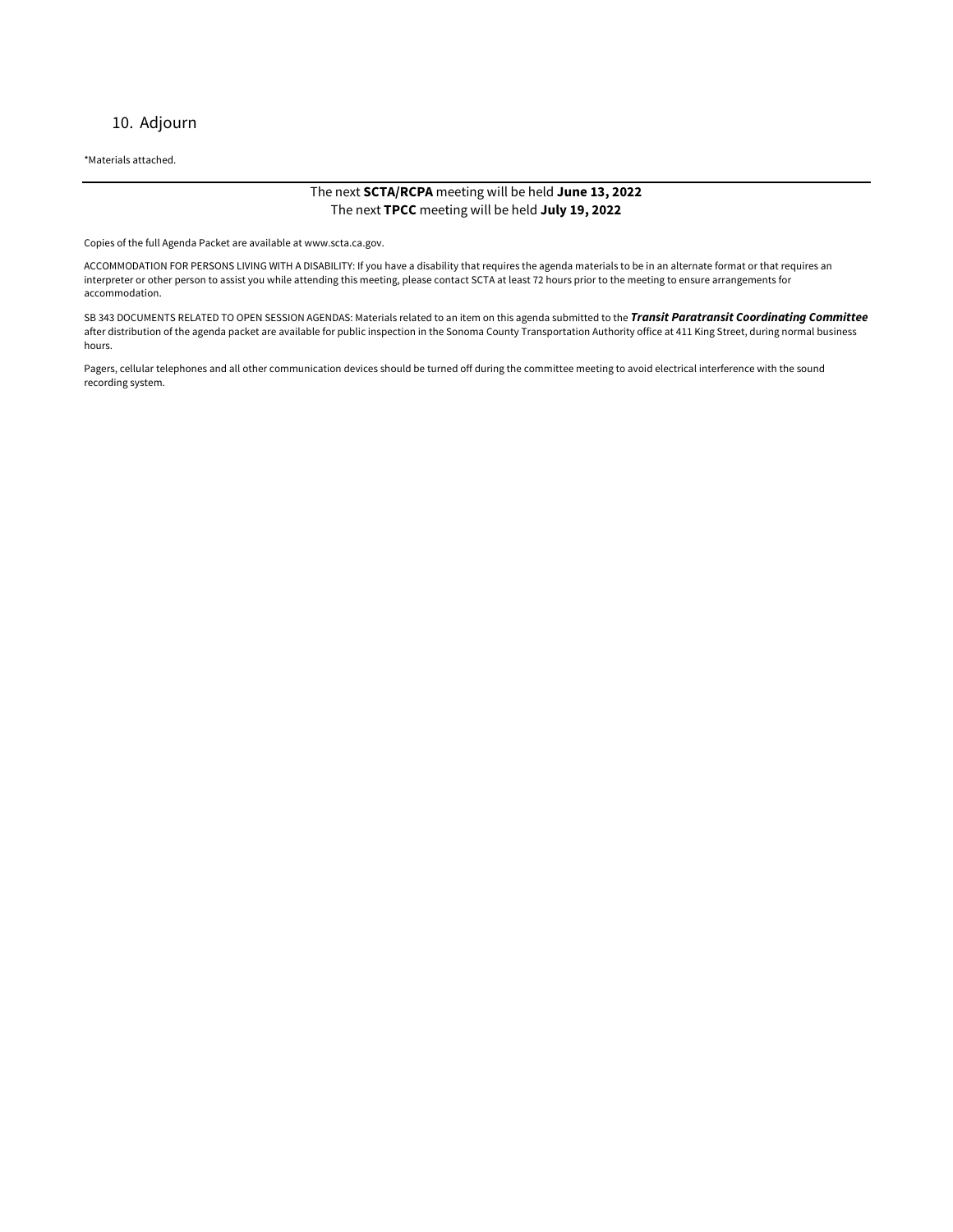10. Adjourn

*Materials attached.

---

The next **SCTA/RCPA** meeting will be held **June 13, 2022**
The next **TPCC** meeting will be held **July 19, 2022**

Copies of the full Agenda Packet are available at www.scta.ca.gov.

ACCOMMODATION FOR PERSONS LIVING WITH A DISABILITY: If you have a disability that requires the agenda materials to be in an alternate format or that requires an interpreter or other person to assist you while attending this meeting, please contact SCTA at least 72 hours prior to the meeting to ensure arrangements for accommodation.

SB 343 DOCUMENTS RELATED TO OPEN SESSION AGENDAS: Materials related to an item on this agenda submitted to the ***Transit Paratransit Coordinating Committee*** after distribution of the agenda packet are available for public inspection in the Sonoma County Transportation Authority office at 411 King Street, during normal business hours.

Pagers, cellular telephones and all other communication devices should be turned off during the committee meeting to avoid electrical interference with the sound recording system.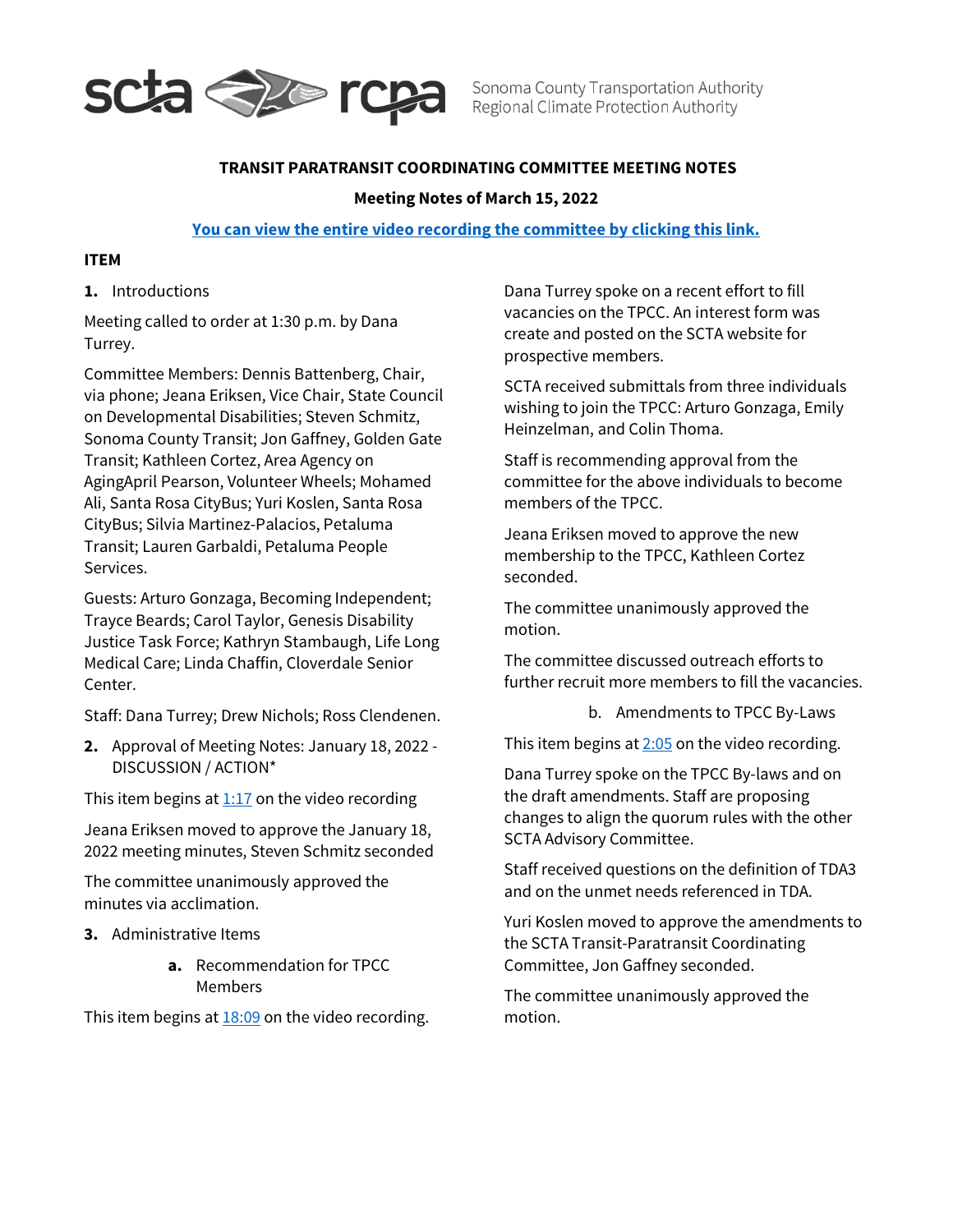**TRANSIT PARATRANSIT COORDINATING COMMITTEE MEETING NOTES**

**Meeting Notes of March 15, 2022**

**[You can view the entire video recording the committee by clicking this link.]**

**ITEM**

**1.** Introductions

Meeting called to order at 1:30 p.m. by Dana Turrey.

Committee Members: Dennis Battenberg, Chair, via phone; Jeana Eriksen, Vice Chair, State Council on Developmental Disabilities; Steven Schmitz, Sonoma County Transit; Jon Gaffney, Golden Gate Transit; Kathleen Cortez, Area Agency on AgingApril Pearson, Volunteer Wheels; Mohamed Ali, Santa Rosa CityBus; Yuri Koslen, Santa Rosa CityBus; Silvia Martinez-Palacios, Petaluma Transit; Lauren Garbaldi, Petaluma People Services.

Guests: Arturo Gonzaga, Becoming Independent; Trayce Beards; Carol Taylor, Genesis Disability Justice Task Force; Kathryn Stambaugh, Life Long Medical Care; Linda Chaffin, Cloverdale Senior Center.

Staff: Dana Turrey; Drew Nichols; Ross Clendenen.

**2.** Approval of Meeting Notes: January 18, 2022 - DISCUSSION / ACTION*

This item begins at 1:17 on the video recording

Jeana Eriksen moved to approve the January 18, 2022 meeting minutes, Steven Schmitz seconded

The committee unanimously approved the minutes via acclimation.

**3.** Administrative Items

**a.** Recommendation for TPCC Members

This item begins at 18:09 on the video recording.

Dana Turrey spoke on a recent effort to fill vacancies on the TPCC. An interest form was create and posted on the SCTA website for prospective members.

SCTA received submittals from three individuals wishing to join the TPCC: Arturo Gonzaga, Emily Heinzelman, and Colin Thoma.

Staff is recommending approval from the committee for the above individuals to become members of the TPCC.

Jeana Eriksen moved to approve the new membership to the TPCC, Kathleen Cortez seconded.

The committee unanimously approved the motion.

The committee discussed outreach efforts to further recruit more members to fill the vacancies.

b. Amendments to TPCC By-Laws

This item begins at 2:05 on the video recording.

Dana Turrey spoke on the TPCC By-laws and on the draft amendments. Staff are proposing changes to align the quorum rules with the other SCTA Advisory Committee.

Staff received questions on the definition of TDA3 and on the unmet needs referenced in TDA.

Yuri Koslen moved to approve the amendments to the SCTA Transit-Paratransit Coordinating Committee, Jon Gaffney seconded.

The committee unanimously approved the motion.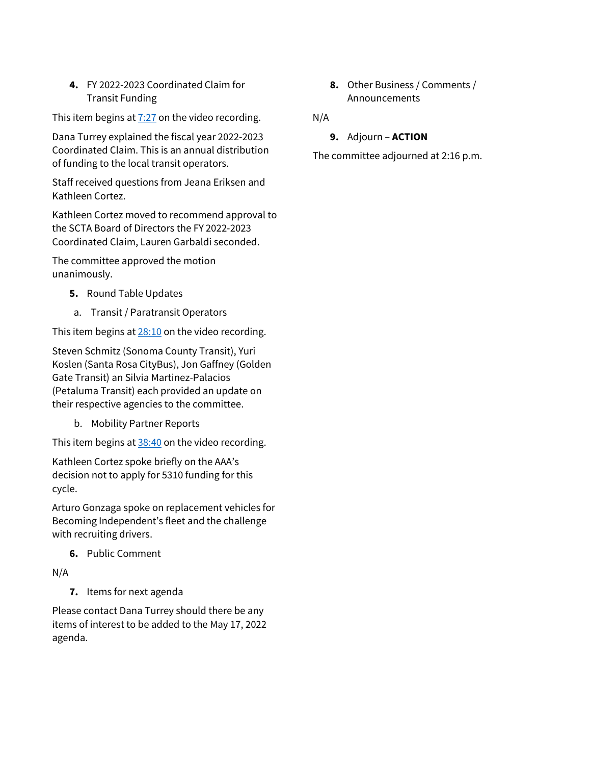**4.** FY 2022-2023 Coordinated Claim for Transit Funding

This item begins at [7:27](#) on the video recording.

Dana Turrey explained the fiscal year 2022-2023 Coordinated Claim. This is an annual distribution of funding to the local transit operators.

Staff received questions from Jeana Eriksen and Kathleen Cortez.

Kathleen Cortez moved to recommend approval to the SCTA Board of Directors the FY 2022-2023 Coordinated Claim, Lauren Garbaldi seconded.

The committee approved the motion unanimously.

**5.** Round Table Updates

a. Transit / Paratransit Operators

This item begins at [28:10](#) on the video recording.

Steven Schmitz (Sonoma County Transit), Yuri Koslen (Santa Rosa CityBus), Jon Gaffney (Golden Gate Transit) an Silvia Martinez-Palacios (Petaluma Transit) each provided an update on their respective agencies to the committee.

b. Mobility Partner Reports

This item begins at [38:40](#) on the video recording.

Kathleen Cortez spoke briefly on the AAA's decision not to apply for 5310 funding for this cycle.

Arturo Gonzaga spoke on replacement vehicles for Becoming Independent's fleet and the challenge with recruiting drivers.

**6.** Public Comment

N/A

**7.** Items for next agenda

Please contact Dana Turrey should there be any items of interest to be added to the May 17, 2022 agenda.

**8.** Other Business / Comments / Announcements

N/A

**9.** Adjourn – **ACTION**

The committee adjourned at 2:16 p.m.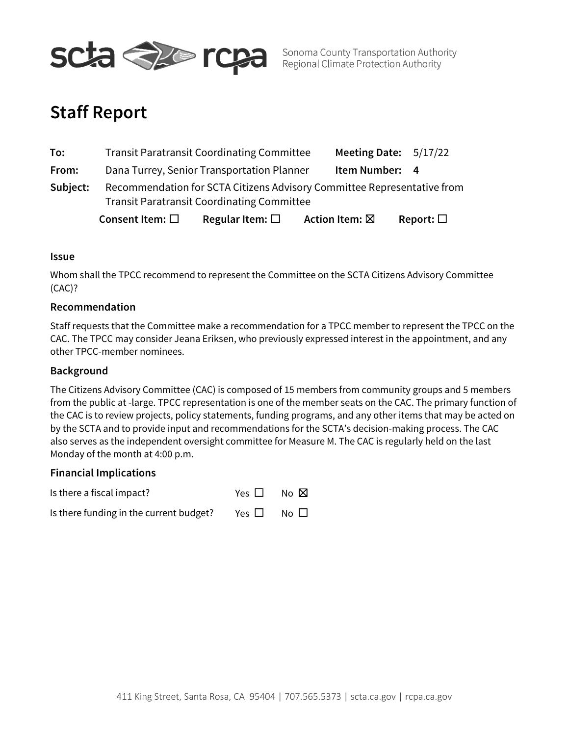Sonoma County Transportation Authority
Regional Climate Protection Authority

# Staff Report

**To:** Transit Paratransit Coordinating Committee **Meeting Date:** 5/17/22

**From:** Dana Turrey, Senior Transportation Planner **Item Number:** **4**

**Subject:** Recommendation for SCTA Citizens Advisory Committee Representative from Transit Paratransit Coordinating Committee

**Consent Item:** ☐ **Regular Item:** ☐ **Action Item:** ☒ **Report:** ☐

### Issue

Whom shall the TPCC recommend to represent the Committee on the SCTA Citizens Advisory Committee (CAC)?

### Recommendation

Staff requests that the Committee make a recommendation for a TPCC member to represent the TPCC on the CAC. The TPCC may consider Jeana Eriksen, who previously expressed interest in the appointment, and any other TPCC-member nominees.

### Background

The Citizens Advisory Committee (CAC) is composed of 15 members from community groups and 5 members from the public at -large. TPCC representation is one of the member seats on the CAC. The primary function of the CAC is to review projects, policy statements, funding programs, and any other items that may be acted on by the SCTA and to provide input and recommendations for the SCTA's decision-making process. The CAC also serves as the independent oversight committee for Measure M. The CAC is regularly held on the last Monday of the month at 4:00 p.m.

### Financial Implications

Is there a fiscal impact? Yes ☐ No ☒

Is there funding in the current budget? Yes ☐ No ☐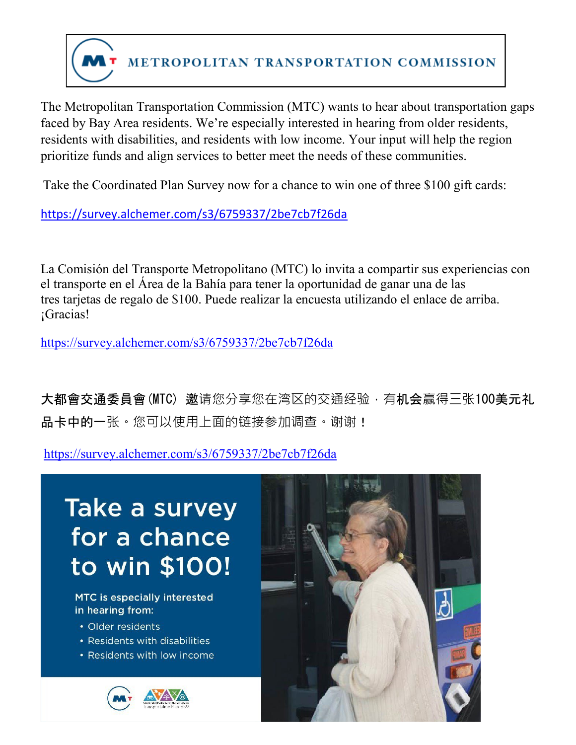# METROPOLITAN TRANSPORTATION COMMISSION

The Metropolitan Transportation Commission (MTC) wants to hear about transportation gaps faced by Bay Area residents. We're especially interested in hearing from older residents, residents with disabilities, and residents with low income. Your input will help the region prioritize funds and align services to better meet the needs of these communities.

Take the Coordinated Plan Survey now for a chance to win one of three $100 gift cards:

https://survey.alchemer.com/s3/6759337/2be7cb7f26da

La Comisión del Transporte Metropolitano (MTC) lo invita a compartir sus experiencias con el transporte en el Área de la Bahía para tener la oportunidad de ganar una de las tres tarjetas de regalo de $100. Puede realizar la encuesta utilizando el enlace de arriba. ¡Gracias!

https://survey.alchemer.com/s3/6759337/2be7cb7f26da

大都會交通委員會(MTC) 邀请您分享您在湾区的交通经验，有机会赢得三张100美元礼品卡中的一张。您可以使用上面的链接参加调查。谢谢！

https://survey.alchemer.com/s3/6759337/2be7cb7f26da

## Take a survey for a chance to win $100!

MTC is especially interested in hearing from:

- Older residents
- Residents with disabilities
- Residents with low income

Coordinated Public Transit-Human Services Transportation Plan 2022